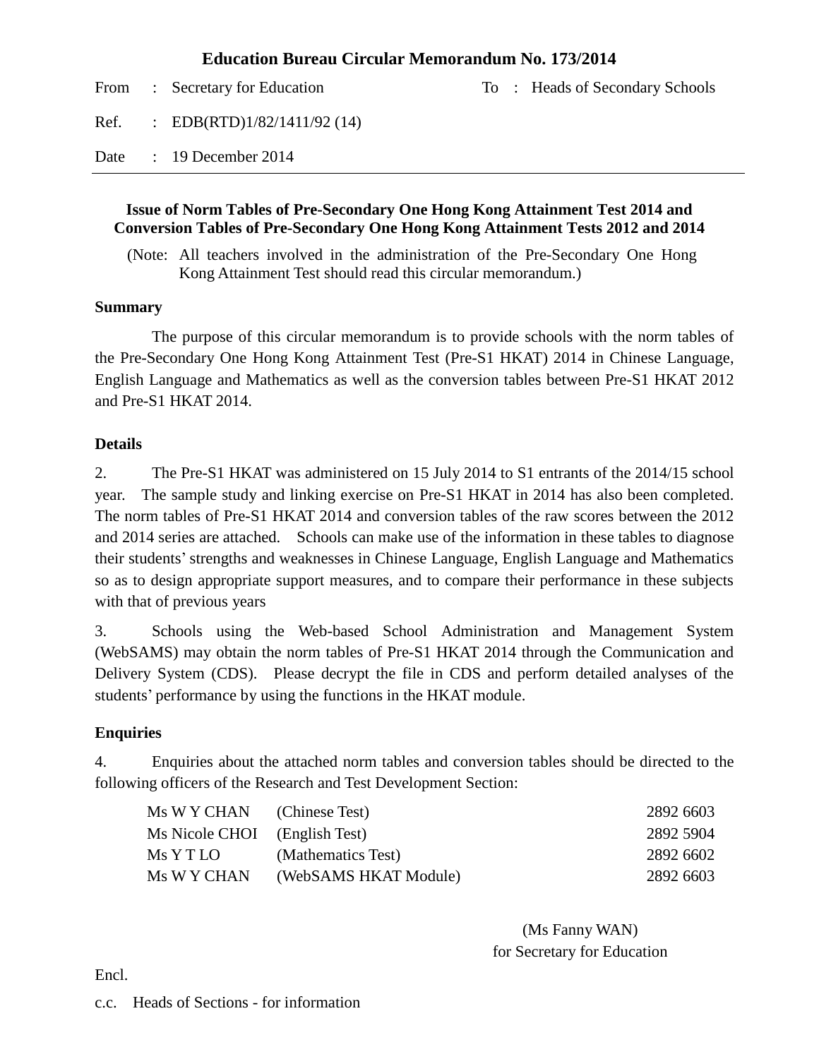# Education Bureau Circular Memorandum No. 173/2014

From : Secretary for Education

To : Heads of Secondary Schools

Ref. : EDB(RTD)1/82/1411/92 (14)

Date : 19 December 2014

---

**Issue of Norm Tables of Pre-Secondary One Hong Kong Attainment Test 2014 and Conversion Tables of Pre-Secondary One Hong Kong Attainment Tests 2012 and 2014**

(Note: All teachers involved in the administration of the Pre-Secondary One Hong Kong Attainment Test should read this circular memorandum.)

**Summary**

The purpose of this circular memorandum is to provide schools with the norm tables of the Pre-Secondary One Hong Kong Attainment Test (Pre-S1 HKAT) 2014 in Chinese Language, English Language and Mathematics as well as the conversion tables between Pre-S1 HKAT 2012 and Pre-S1 HKAT 2014.

**Details**

2. The Pre-S1 HKAT was administered on 15 July 2014 to S1 entrants of the 2014/15 school year. The sample study and linking exercise on Pre-S1 HKAT in 2014 has also been completed. The norm tables of Pre-S1 HKAT 2014 and conversion tables of the raw scores between the 2012 and 2014 series are attached. Schools can make use of the information in these tables to diagnose their students' strengths and weaknesses in Chinese Language, English Language and Mathematics so as to design appropriate support measures, and to compare their performance in these subjects with that of previous years

3. Schools using the Web-based School Administration and Management System (WebSAMS) may obtain the norm tables of Pre-S1 HKAT 2014 through the Communication and Delivery System (CDS). Please decrypt the file in CDS and perform detailed analyses of the students' performance by using the functions in the HKAT module.

**Enquiries**

4. Enquiries about the attached norm tables and conversion tables should be directed to the following officers of the Research and Test Development Section:

| | | |
|---|---|---|
| Ms W Y CHAN | (Chinese Test) | 2892 6603 |
| Ms Nicole CHOI | (English Test) | 2892 5904 |
| Ms Y T LO | (Mathematics Test) | 2892 6602 |
| Ms W Y CHAN | (WebSAMS HKAT Module) | 2892 6603 |

(Ms Fanny WAN)
for Secretary for Education

Encl.

c.c. Heads of Sections - for information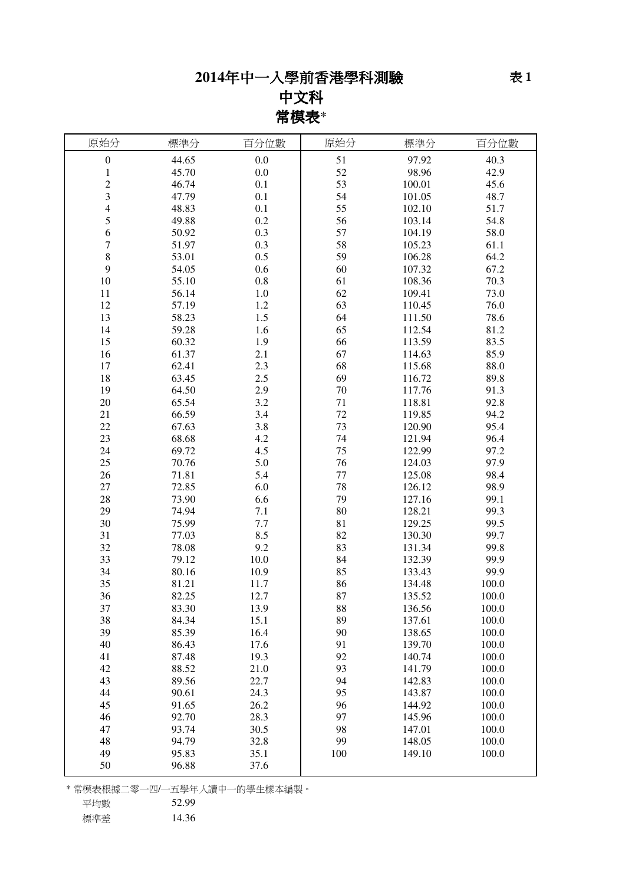# 2014年中一入學前香港學科測驗

表 1

## 中文科

## 常模表*

| 原始分 | 標準分 | 百分位數 | 原始分 | 標準分 | 百分位數 |
|---|---|---|---|---|---|
| 0 | 44.65 | 0.0 | 51 | 97.92 | 40.3 |
| 1 | 45.70 | 0.0 | 52 | 98.96 | 42.9 |
| 2 | 46.74 | 0.1 | 53 | 100.01 | 45.6 |
| 3 | 47.79 | 0.1 | 54 | 101.05 | 48.7 |
| 4 | 48.83 | 0.1 | 55 | 102.10 | 51.7 |
| 5 | 49.88 | 0.2 | 56 | 103.14 | 54.8 |
| 6 | 50.92 | 0.3 | 57 | 104.19 | 58.0 |
| 7 | 51.97 | 0.3 | 58 | 105.23 | 61.1 |
| 8 | 53.01 | 0.5 | 59 | 106.28 | 64.2 |
| 9 | 54.05 | 0.6 | 60 | 107.32 | 67.2 |
| 10 | 55.10 | 0.8 | 61 | 108.36 | 70.3 |
| 11 | 56.14 | 1.0 | 62 | 109.41 | 73.0 |
| 12 | 57.19 | 1.2 | 63 | 110.45 | 76.0 |
| 13 | 58.23 | 1.5 | 64 | 111.50 | 78.6 |
| 14 | 59.28 | 1.6 | 65 | 112.54 | 81.2 |
| 15 | 60.32 | 1.9 | 66 | 113.59 | 83.5 |
| 16 | 61.37 | 2.1 | 67 | 114.63 | 85.9 |
| 17 | 62.41 | 2.3 | 68 | 115.68 | 88.0 |
| 18 | 63.45 | 2.5 | 69 | 116.72 | 89.8 |
| 19 | 64.50 | 2.9 | 70 | 117.76 | 91.3 |
| 20 | 65.54 | 3.2 | 71 | 118.81 | 92.8 |
| 21 | 66.59 | 3.4 | 72 | 119.85 | 94.2 |
| 22 | 67.63 | 3.8 | 73 | 120.90 | 95.4 |
| 23 | 68.68 | 4.2 | 74 | 121.94 | 96.4 |
| 24 | 69.72 | 4.5 | 75 | 122.99 | 97.2 |
| 25 | 70.76 | 5.0 | 76 | 124.03 | 97.9 |
| 26 | 71.81 | 5.4 | 77 | 125.08 | 98.4 |
| 27 | 72.85 | 6.0 | 78 | 126.12 | 98.9 |
| 28 | 73.90 | 6.6 | 79 | 127.16 | 99.1 |
| 29 | 74.94 | 7.1 | 80 | 128.21 | 99.3 |
| 30 | 75.99 | 7.7 | 81 | 129.25 | 99.5 |
| 31 | 77.03 | 8.5 | 82 | 130.30 | 99.7 |
| 32 | 78.08 | 9.2 | 83 | 131.34 | 99.8 |
| 33 | 79.12 | 10.0 | 84 | 132.39 | 99.9 |
| 34 | 80.16 | 10.9 | 85 | 133.43 | 99.9 |
| 35 | 81.21 | 11.7 | 86 | 134.48 | 100.0 |
| 36 | 82.25 | 12.7 | 87 | 135.52 | 100.0 |
| 37 | 83.30 | 13.9 | 88 | 136.56 | 100.0 |
| 38 | 84.34 | 15.1 | 89 | 137.61 | 100.0 |
| 39 | 85.39 | 16.4 | 90 | 138.65 | 100.0 |
| 40 | 86.43 | 17.6 | 91 | 139.70 | 100.0 |
| 41 | 87.48 | 19.3 | 92 | 140.74 | 100.0 |
| 42 | 88.52 | 21.0 | 93 | 141.79 | 100.0 |
| 43 | 89.56 | 22.7 | 94 | 142.83 | 100.0 |
| 44 | 90.61 | 24.3 | 95 | 143.87 | 100.0 |
| 45 | 91.65 | 26.2 | 96 | 144.92 | 100.0 |
| 46 | 92.70 | 28.3 | 97 | 145.96 | 100.0 |
| 47 | 93.74 | 30.5 | 98 | 147.01 | 100.0 |
| 48 | 94.79 | 32.8 | 99 | 148.05 | 100.0 |
| 49 | 95.83 | 35.1 | 100 | 149.10 | 100.0 |
| 50 | 96.88 | 37.6 | | | |

* 常模表根據二零一四/一五學年入讀中一的學生樣本編製。

平均數 52.99

標準差 14.36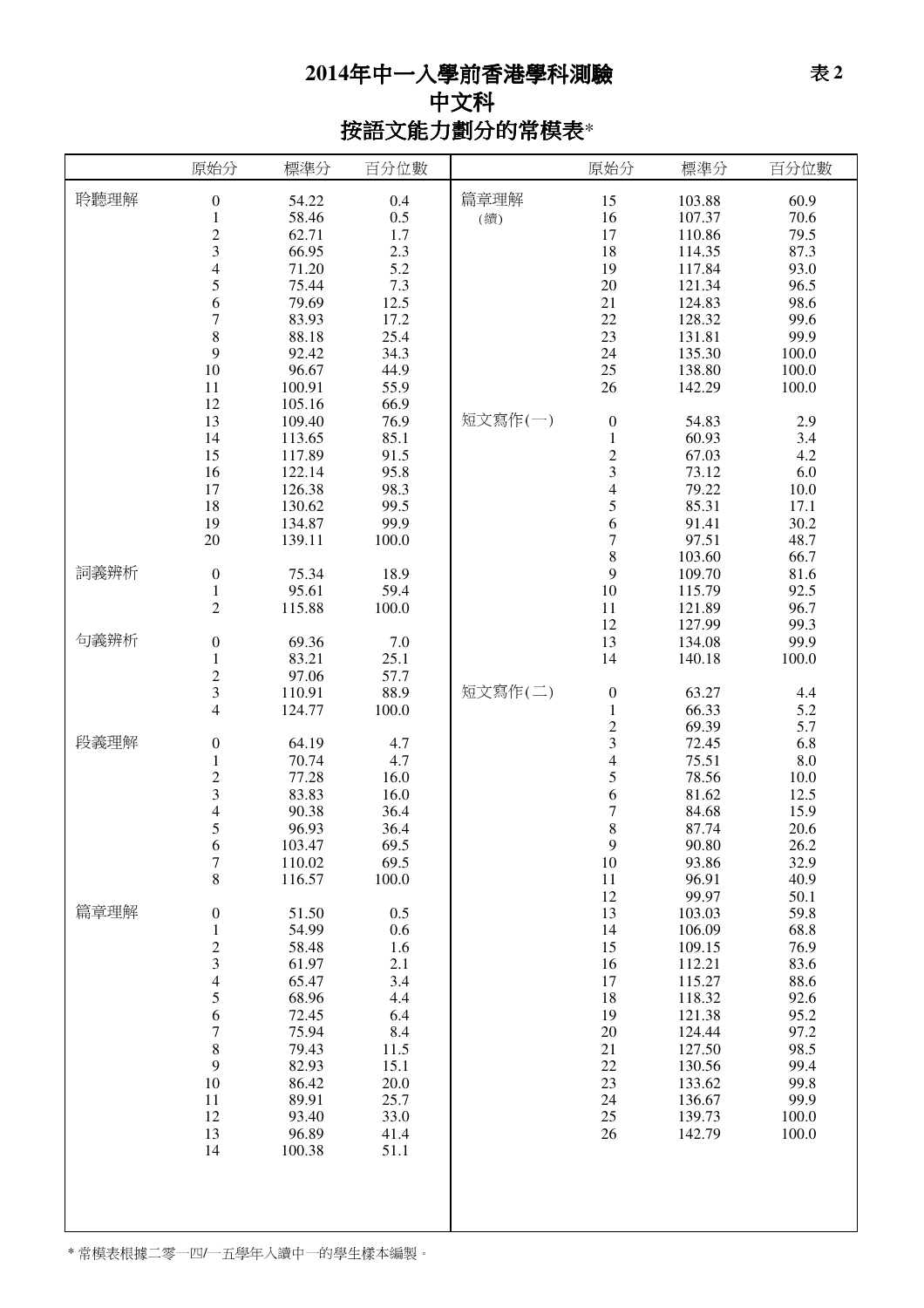# 2014年中一入學前香港學科測驗

## 中文科

## 按語文能力劃分的常模表*

表 2

| | 原始分 | 標準分 | 百分位數 |
|---|---|---|---|
| 聆聽理解 | 0 | 54.22 | 0.4 |
| | 1 | 58.46 | 0.5 |
| | 2 | 62.71 | 1.7 |
| | 3 | 66.95 | 2.3 |
| | 4 | 71.20 | 5.2 |
| | 5 | 75.44 | 7.3 |
| | 6 | 79.69 | 12.5 |
| | 7 | 83.93 | 17.2 |
| | 8 | 88.18 | 25.4 |
| | 9 | 92.42 | 34.3 |
| | 10 | 96.67 | 44.9 |
| | 11 | 100.91 | 55.9 |
| | 12 | 105.16 | 66.9 |
| | 13 | 109.40 | 76.9 |
| | 14 | 113.65 | 85.1 |
| | 15 | 117.89 | 91.5 |
| | 16 | 122.14 | 95.8 |
| | 17 | 126.38 | 98.3 |
| | 18 | 130.62 | 99.5 |
| | 19 | 134.87 | 99.9 |
| | 20 | 139.11 | 100.0 |
| 詞義辨析 | 0 | 75.34 | 18.9 |
| | 1 | 95.61 | 59.4 |
| | 2 | 115.88 | 100.0 |
| 句義辨析 | 0 | 69.36 | 7.0 |
| | 1 | 83.21 | 25.1 |
| | 2 | 97.06 | 57.7 |
| | 3 | 110.91 | 88.9 |
| | 4 | 124.77 | 100.0 |
| 段義理解 | 0 | 64.19 | 4.7 |
| | 1 | 70.74 | 4.7 |
| | 2 | 77.28 | 16.0 |
| | 3 | 83.83 | 16.0 |
| | 4 | 90.38 | 36.4 |
| | 5 | 96.93 | 36.4 |
| | 6 | 103.47 | 69.5 |
| | 7 | 110.02 | 69.5 |
| | 8 | 116.57 | 100.0 |
| 篇章理解 | 0 | 51.50 | 0.5 |
| | 1 | 54.99 | 0.6 |
| | 2 | 58.48 | 1.6 |
| | 3 | 61.97 | 2.1 |
| | 4 | 65.47 | 3.4 |
| | 5 | 68.96 | 4.4 |
| | 6 | 72.45 | 6.4 |
| | 7 | 75.94 | 8.4 |
| | 8 | 79.43 | 11.5 |
| | 9 | 82.93 | 15.1 |
| | 10 | 86.42 | 20.0 |
| | 11 | 89.91 | 25.7 |
| | 12 | 93.40 | 33.0 |
| | 13 | 96.89 | 41.4 |
| | 14 | 100.38 | 51.1 |
| 篇章理解 (續) | 15 | 103.88 | 60.9 |
| | 16 | 107.37 | 70.6 |
| | 17 | 110.86 | 79.5 |
| | 18 | 114.35 | 87.3 |
| | 19 | 117.84 | 93.0 |
| | 20 | 121.34 | 96.5 |
| | 21 | 124.83 | 98.6 |
| | 22 | 128.32 | 99.6 |
| | 23 | 131.81 | 99.9 |
| | 24 | 135.30 | 100.0 |
| | 25 | 138.80 | 100.0 |
| | 26 | 142.29 | 100.0 |
| 短文寫作(一) | 0 | 54.83 | 2.9 |
| | 1 | 60.93 | 3.4 |
| | 2 | 67.03 | 4.2 |
| | 3 | 73.12 | 6.0 |
| | 4 | 79.22 | 10.0 |
| | 5 | 85.31 | 17.1 |
| | 6 | 91.41 | 30.2 |
| | 7 | 97.51 | 48.7 |
| | 8 | 103.60 | 66.7 |
| | 9 | 109.70 | 81.6 |
| | 10 | 115.79 | 92.5 |
| | 11 | 121.89 | 96.7 |
| | 12 | 127.99 | 99.3 |
| | 13 | 134.08 | 99.9 |
| | 14 | 140.18 | 100.0 |
| 短文寫作(二) | 0 | 63.27 | 4.4 |
| | 1 | 66.33 | 5.2 |
| | 2 | 69.39 | 5.7 |
| | 3 | 72.45 | 6.8 |
| | 4 | 75.51 | 8.0 |
| | 5 | 78.56 | 10.0 |
| | 6 | 81.62 | 12.5 |
| | 7 | 84.68 | 15.9 |
| | 8 | 87.74 | 20.6 |
| | 9 | 90.80 | 26.2 |
| | 10 | 93.86 | 32.9 |
| | 11 | 96.91 | 40.9 |
| | 12 | 99.97 | 50.1 |
| | 13 | 103.03 | 59.8 |
| | 14 | 106.09 | 68.8 |
| | 15 | 109.15 | 76.9 |
| | 16 | 112.21 | 83.6 |
| | 17 | 115.27 | 88.6 |
| | 18 | 118.32 | 92.6 |
| | 19 | 121.38 | 95.2 |
| | 20 | 124.44 | 97.2 |
| | 21 | 127.50 | 98.5 |
| | 22 | 130.56 | 99.4 |
| | 23 | 133.62 | 99.8 |
| | 24 | 136.67 | 99.9 |
| | 25 | 139.73 | 100.0 |
| | 26 | 142.79 | 100.0 |

* 常模表根據二零一四/一五學年入讀中一的學生樣本編製。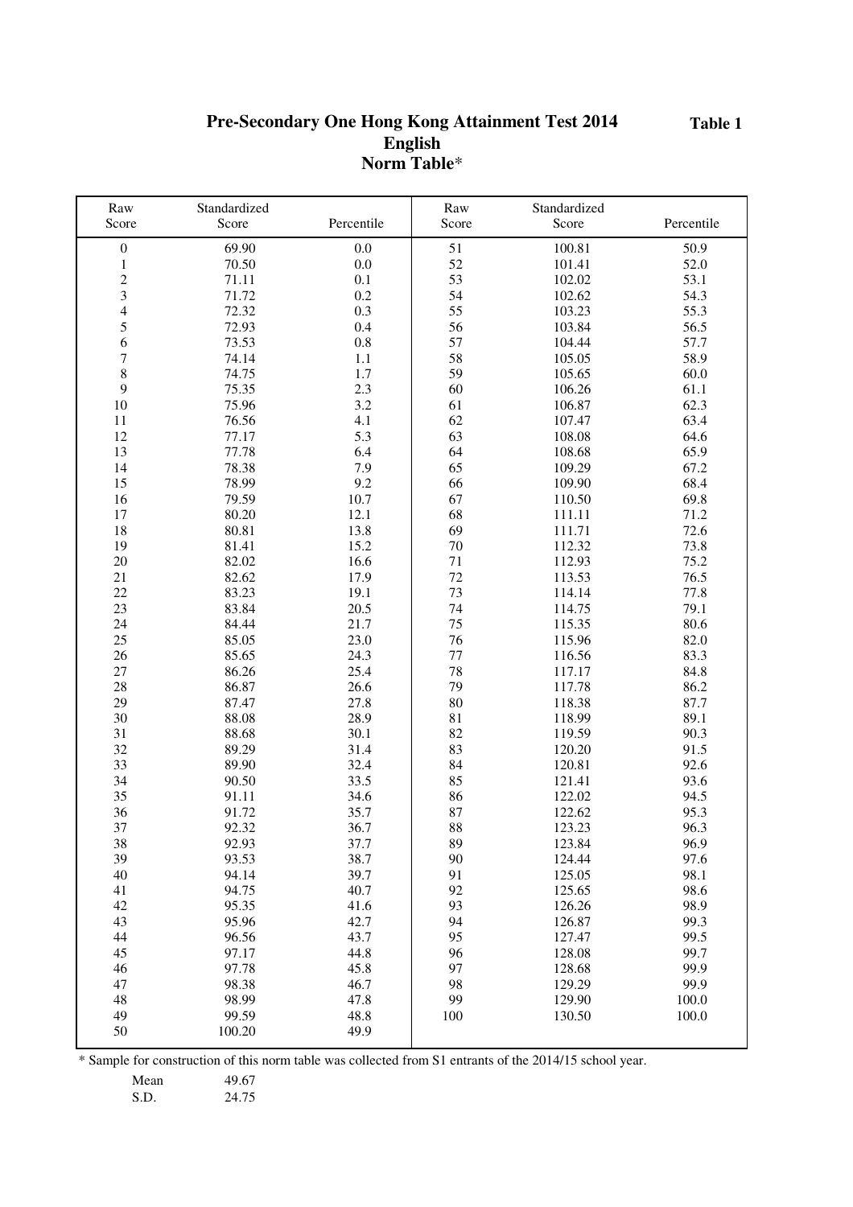# Pre-Secondary One Hong Kong Attainment Test 2014
## English
## Norm Table*

**Table 1**

| Raw Score | Standardized Score | Percentile | Raw Score | Standardized Score | Percentile |
|---|---|---|---|---|---|
| 0 | 69.90 | 0.0 | 51 | 100.81 | 50.9 |
| 1 | 70.50 | 0.0 | 52 | 101.41 | 52.0 |
| 2 | 71.11 | 0.1 | 53 | 102.02 | 53.1 |
| 3 | 71.72 | 0.2 | 54 | 102.62 | 54.3 |
| 4 | 72.32 | 0.3 | 55 | 103.23 | 55.3 |
| 5 | 72.93 | 0.4 | 56 | 103.84 | 56.5 |
| 6 | 73.53 | 0.8 | 57 | 104.44 | 57.7 |
| 7 | 74.14 | 1.1 | 58 | 105.05 | 58.9 |
| 8 | 74.75 | 1.7 | 59 | 105.65 | 60.0 |
| 9 | 75.35 | 2.3 | 60 | 106.26 | 61.1 |
| 10 | 75.96 | 3.2 | 61 | 106.87 | 62.3 |
| 11 | 76.56 | 4.1 | 62 | 107.47 | 63.4 |
| 12 | 77.17 | 5.3 | 63 | 108.08 | 64.6 |
| 13 | 77.78 | 6.4 | 64 | 108.68 | 65.9 |
| 14 | 78.38 | 7.9 | 65 | 109.29 | 67.2 |
| 15 | 78.99 | 9.2 | 66 | 109.90 | 68.4 |
| 16 | 79.59 | 10.7 | 67 | 110.50 | 69.8 |
| 17 | 80.20 | 12.1 | 68 | 111.11 | 71.2 |
| 18 | 80.81 | 13.8 | 69 | 111.71 | 72.6 |
| 19 | 81.41 | 15.2 | 70 | 112.32 | 73.8 |
| 20 | 82.02 | 16.6 | 71 | 112.93 | 75.2 |
| 21 | 82.62 | 17.9 | 72 | 113.53 | 76.5 |
| 22 | 83.23 | 19.1 | 73 | 114.14 | 77.8 |
| 23 | 83.84 | 20.5 | 74 | 114.75 | 79.1 |
| 24 | 84.44 | 21.7 | 75 | 115.35 | 80.6 |
| 25 | 85.05 | 23.0 | 76 | 115.96 | 82.0 |
| 26 | 85.65 | 24.3 | 77 | 116.56 | 83.3 |
| 27 | 86.26 | 25.4 | 78 | 117.17 | 84.8 |
| 28 | 86.87 | 26.6 | 79 | 117.78 | 86.2 |
| 29 | 87.47 | 27.8 | 80 | 118.38 | 87.7 |
| 30 | 88.08 | 28.9 | 81 | 118.99 | 89.1 |
| 31 | 88.68 | 30.1 | 82 | 119.59 | 90.3 |
| 32 | 89.29 | 31.4 | 83 | 120.20 | 91.5 |
| 33 | 89.90 | 32.4 | 84 | 120.81 | 92.6 |
| 34 | 90.50 | 33.5 | 85 | 121.41 | 93.6 |
| 35 | 91.11 | 34.6 | 86 | 122.02 | 94.5 |
| 36 | 91.72 | 35.7 | 87 | 122.62 | 95.3 |
| 37 | 92.32 | 36.7 | 88 | 123.23 | 96.3 |
| 38 | 92.93 | 37.7 | 89 | 123.84 | 96.9 |
| 39 | 93.53 | 38.7 | 90 | 124.44 | 97.6 |
| 40 | 94.14 | 39.7 | 91 | 125.05 | 98.1 |
| 41 | 94.75 | 40.7 | 92 | 125.65 | 98.6 |
| 42 | 95.35 | 41.6 | 93 | 126.26 | 98.9 |
| 43 | 95.96 | 42.7 | 94 | 126.87 | 99.3 |
| 44 | 96.56 | 43.7 | 95 | 127.47 | 99.5 |
| 45 | 97.17 | 44.8 | 96 | 128.08 | 99.7 |
| 46 | 97.78 | 45.8 | 97 | 128.68 | 99.9 |
| 47 | 98.38 | 46.7 | 98 | 129.29 | 99.9 |
| 48 | 98.99 | 47.8 | 99 | 129.90 | 100.0 |
| 49 | 99.59 | 48.8 | 100 | 130.50 | 100.0 |
| 50 | 100.20 | 49.9 | | | |

* Sample for construction of this norm table was collected from S1 entrants of the 2014/15 school year.

| | |
|---|---|
| Mean | 49.67 |
| S.D. | 24.75 |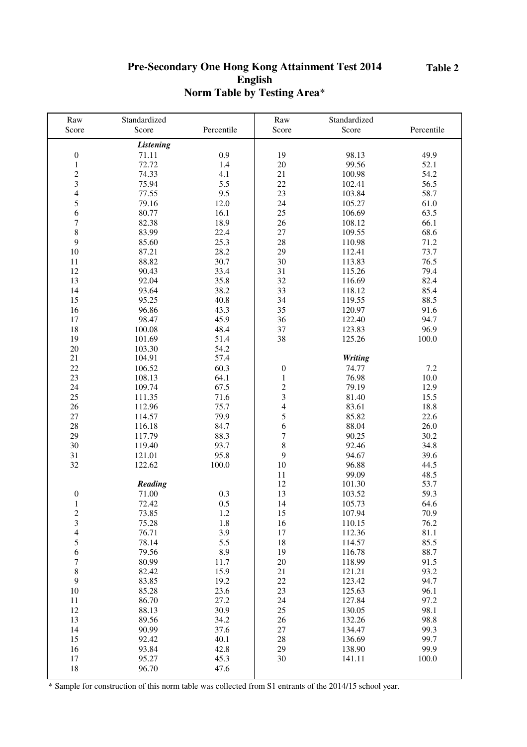# Pre-Secondary One Hong Kong Attainment Test 2014

## English

## Norm Table by Testing Area*

**Table 2**

| Raw Score | Standardized Score | Percentile | Raw Score | Standardized Score | Percentile |
|---|---|---|---|---|---|
| | ***Listening*** | | 19 | 98.13 | 49.9 |
| 0 | 71.11 | 0.9 | 20 | 99.56 | 52.1 |
| 1 | 72.72 | 1.4 | 21 | 100.98 | 54.2 |
| 2 | 74.33 | 4.1 | 22 | 102.41 | 56.5 |
| 3 | 75.94 | 5.5 | 23 | 103.84 | 58.7 |
| 4 | 77.55 | 9.5 | 24 | 105.27 | 61.0 |
| 5 | 79.16 | 12.0 | 25 | 106.69 | 63.5 |
| 6 | 80.77 | 16.1 | 26 | 108.12 | 66.1 |
| 7 | 82.38 | 18.9 | 27 | 109.55 | 68.6 |
| 8 | 83.99 | 22.4 | 28 | 110.98 | 71.2 |
| 9 | 85.60 | 25.3 | 29 | 112.41 | 73.7 |
| 10 | 87.21 | 28.2 | 30 | 113.83 | 76.5 |
| 11 | 88.82 | 30.7 | 31 | 115.26 | 79.4 |
| 12 | 90.43 | 33.4 | 32 | 116.69 | 82.4 |
| 13 | 92.04 | 35.8 | 33 | 118.12 | 85.4 |
| 14 | 93.64 | 38.2 | 34 | 119.55 | 88.5 |
| 15 | 95.25 | 40.8 | 35 | 120.97 | 91.6 |
| 16 | 96.86 | 43.3 | 36 | 122.40 | 94.7 |
| 17 | 98.47 | 45.9 | 37 | 123.83 | 96.9 |
| 18 | 100.08 | 48.4 | 38 | 125.26 | 100.0 |
| 19 | 101.69 | 51.4 | | | |
| 20 | 103.30 | 54.2 | | ***Writing*** | |
| 21 | 104.91 | 57.4 | 0 | 74.77 | 7.2 |
| 22 | 106.52 | 60.3 | 1 | 76.98 | 10.0 |
| 23 | 108.13 | 64.1 | 2 | 79.19 | 12.9 |
| 24 | 109.74 | 67.5 | 3 | 81.40 | 15.5 |
| 25 | 111.35 | 71.6 | 4 | 83.61 | 18.8 |
| 26 | 112.96 | 75.7 | 5 | 85.82 | 22.6 |
| 27 | 114.57 | 79.9 | 6 | 88.04 | 26.0 |
| 28 | 116.18 | 84.7 | 7 | 90.25 | 30.2 |
| 29 | 117.79 | 88.3 | 8 | 92.46 | 34.8 |
| 30 | 119.40 | 93.7 | 9 | 94.67 | 39.6 |
| 31 | 121.01 | 95.8 | 10 | 96.88 | 44.5 |
| 32 | 122.62 | 100.0 | 11 | 99.09 | 48.5 |
| | ***Reading*** | | 12 | 101.30 | 53.7 |
| 0 | 71.00 | 0.3 | 13 | 103.52 | 59.3 |
| 1 | 72.42 | 0.5 | 14 | 105.73 | 64.6 |
| 2 | 73.85 | 1.2 | 15 | 107.94 | 70.9 |
| 3 | 75.28 | 1.8 | 16 | 110.15 | 76.2 |
| 4 | 76.71 | 3.9 | 17 | 112.36 | 81.1 |
| 5 | 78.14 | 5.5 | 18 | 114.57 | 85.5 |
| 6 | 79.56 | 8.9 | 19 | 116.78 | 88.7 |
| 7 | 80.99 | 11.7 | 20 | 118.99 | 91.5 |
| 8 | 82.42 | 15.9 | 21 | 121.21 | 93.2 |
| 9 | 83.85 | 19.2 | 22 | 123.42 | 94.7 |
| 10 | 85.28 | 23.6 | 23 | 125.63 | 96.1 |
| 11 | 86.70 | 27.2 | 24 | 127.84 | 97.2 |
| 12 | 88.13 | 30.9 | 25 | 130.05 | 98.1 |
| 13 | 89.56 | 34.2 | 26 | 132.26 | 98.8 |
| 14 | 90.99 | 37.6 | 27 | 134.47 | 99.3 |
| 15 | 92.42 | 40.1 | 28 | 136.69 | 99.7 |
| 16 | 93.84 | 42.8 | 29 | 138.90 | 99.9 |
| 17 | 95.27 | 45.3 | 30 | 141.11 | 100.0 |
| 18 | 96.70 | 47.6 | | | |

* Sample for construction of this norm table was collected from S1 entrants of the 2014/15 school year.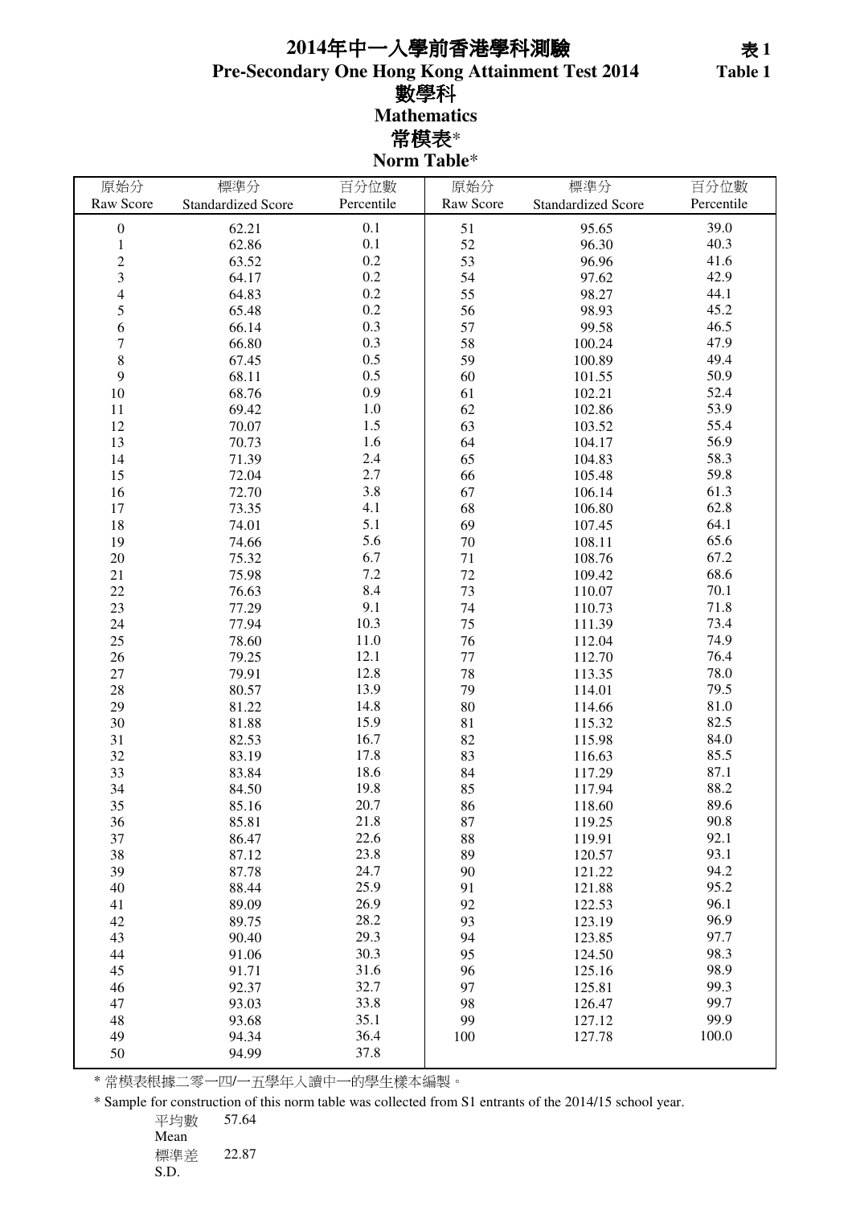# 2014年中一入學前香港學科測驗
## Pre-Secondary One Hong Kong Attainment Test 2014

表 1
Table 1

## 數學科
## Mathematics

### 常模表*
### Norm Table*

| 原始分 Raw Score | 標準分 Standardized Score | 百分位數 Percentile | 原始分 Raw Score | 標準分 Standardized Score | 百分位數 Percentile |
|---|---|---|---|---|---|
| 0 | 62.21 | 0.1 | 51 | 95.65 | 39.0 |
| 1 | 62.86 | 0.1 | 52 | 96.30 | 40.3 |
| 2 | 63.52 | 0.2 | 53 | 96.96 | 41.6 |
| 3 | 64.17 | 0.2 | 54 | 97.62 | 42.9 |
| 4 | 64.83 | 0.2 | 55 | 98.27 | 44.1 |
| 5 | 65.48 | 0.2 | 56 | 98.93 | 45.2 |
| 6 | 66.14 | 0.3 | 57 | 99.58 | 46.5 |
| 7 | 66.80 | 0.3 | 58 | 100.24 | 47.9 |
| 8 | 67.45 | 0.5 | 59 | 100.89 | 49.4 |
| 9 | 68.11 | 0.5 | 60 | 101.55 | 50.9 |
| 10 | 68.76 | 0.9 | 61 | 102.21 | 52.4 |
| 11 | 69.42 | 1.0 | 62 | 102.86 | 53.9 |
| 12 | 70.07 | 1.5 | 63 | 103.52 | 55.4 |
| 13 | 70.73 | 1.6 | 64 | 104.17 | 56.9 |
| 14 | 71.39 | 2.4 | 65 | 104.83 | 58.3 |
| 15 | 72.04 | 2.7 | 66 | 105.48 | 59.8 |
| 16 | 72.70 | 3.8 | 67 | 106.14 | 61.3 |
| 17 | 73.35 | 4.1 | 68 | 106.80 | 62.8 |
| 18 | 74.01 | 5.1 | 69 | 107.45 | 64.1 |
| 19 | 74.66 | 5.6 | 70 | 108.11 | 65.6 |
| 20 | 75.32 | 6.7 | 71 | 108.76 | 67.2 |
| 21 | 75.98 | 7.2 | 72 | 109.42 | 68.6 |
| 22 | 76.63 | 8.4 | 73 | 110.07 | 70.1 |
| 23 | 77.29 | 9.1 | 74 | 110.73 | 71.8 |
| 24 | 77.94 | 10.3 | 75 | 111.39 | 73.4 |
| 25 | 78.60 | 11.0 | 76 | 112.04 | 74.9 |
| 26 | 79.25 | 12.1 | 77 | 112.70 | 76.4 |
| 27 | 79.91 | 12.8 | 78 | 113.35 | 78.0 |
| 28 | 80.57 | 13.9 | 79 | 114.01 | 79.5 |
| 29 | 81.22 | 14.8 | 80 | 114.66 | 81.0 |
| 30 | 81.88 | 15.9 | 81 | 115.32 | 82.5 |
| 31 | 82.53 | 16.7 | 82 | 115.98 | 84.0 |
| 32 | 83.19 | 17.8 | 83 | 116.63 | 85.5 |
| 33 | 83.84 | 18.6 | 84 | 117.29 | 87.1 |
| 34 | 84.50 | 19.8 | 85 | 117.94 | 88.2 |
| 35 | 85.16 | 20.7 | 86 | 118.60 | 89.6 |
| 36 | 85.81 | 21.8 | 87 | 119.25 | 90.8 |
| 37 | 86.47 | 22.6 | 88 | 119.91 | 92.1 |
| 38 | 87.12 | 23.8 | 89 | 120.57 | 93.1 |
| 39 | 87.78 | 24.7 | 90 | 121.22 | 94.2 |
| 40 | 88.44 | 25.9 | 91 | 121.88 | 95.2 |
| 41 | 89.09 | 26.9 | 92 | 122.53 | 96.1 |
| 42 | 89.75 | 28.2 | 93 | 123.19 | 96.9 |
| 43 | 90.40 | 29.3 | 94 | 123.85 | 97.7 |
| 44 | 91.06 | 30.3 | 95 | 124.50 | 98.3 |
| 45 | 91.71 | 31.6 | 96 | 125.16 | 98.9 |
| 46 | 92.37 | 32.7 | 97 | 125.81 | 99.3 |
| 47 | 93.03 | 33.8 | 98 | 126.47 | 99.7 |
| 48 | 93.68 | 35.1 | 99 | 127.12 | 99.9 |
| 49 | 94.34 | 36.4 | 100 | 127.78 | 100.0 |
| 50 | 94.99 | 37.8 | | | |

* 常模表根據二零一四/一五學年入讀中一的學生樣本編製。

* Sample for construction of this norm table was collected from S1 entrants of the 2014/15 school year.

平均數 Mean 57.64

標準差 S.D. 22.87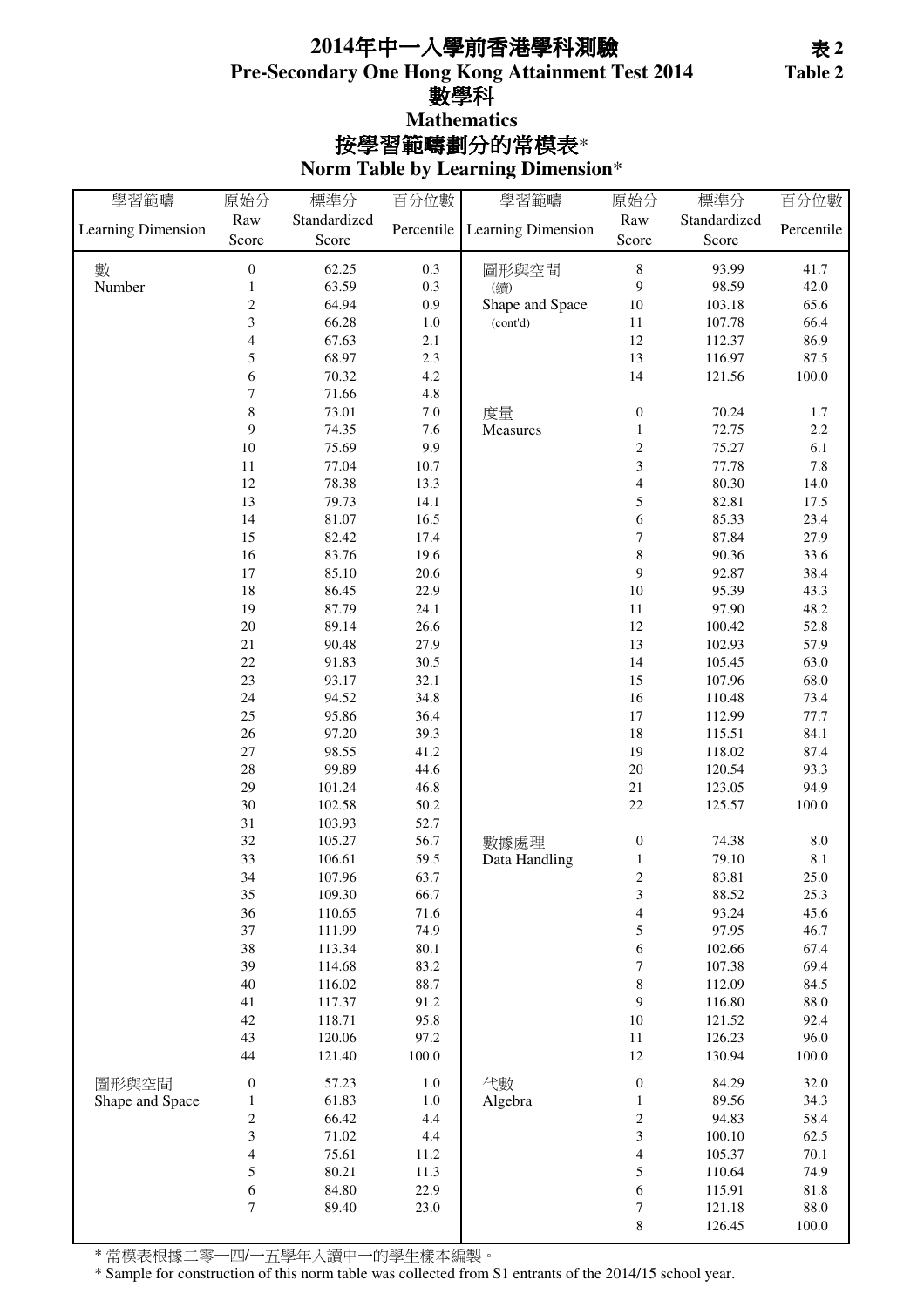# 2014年中一入學前香港學科測驗
# Pre-Secondary One Hong Kong Attainment Test 2014

**表 2**
**Table 2**

## 數學科
## Mathematics

## 按學習範疇劃分的常模表*
## Norm Table by Learning Dimension*

| 學習範疇 Learning Dimension | 原始分 Raw Score | 標準分 Standardized Score | 百分位數 Percentile |
|---|---|---|---|
| 數 Number | 0 | 62.25 | 0.3 |
| | 1 | 63.59 | 0.3 |
| | 2 | 64.94 | 0.9 |
| | 3 | 66.28 | 1.0 |
| | 4 | 67.63 | 2.1 |
| | 5 | 68.97 | 2.3 |
| | 6 | 70.32 | 4.2 |
| | 7 | 71.66 | 4.8 |
| | 8 | 73.01 | 7.0 |
| | 9 | 74.35 | 7.6 |
| | 10 | 75.69 | 9.9 |
| | 11 | 77.04 | 10.7 |
| | 12 | 78.38 | 13.3 |
| | 13 | 79.73 | 14.1 |
| | 14 | 81.07 | 16.5 |
| | 15 | 82.42 | 17.4 |
| | 16 | 83.76 | 19.6 |
| | 17 | 85.10 | 20.6 |
| | 18 | 86.45 | 22.9 |
| | 19 | 87.79 | 24.1 |
| | 20 | 89.14 | 26.6 |
| | 21 | 90.48 | 27.9 |
| | 22 | 91.83 | 30.5 |
| | 23 | 93.17 | 32.1 |
| | 24 | 94.52 | 34.8 |
| | 25 | 95.86 | 36.4 |
| | 26 | 97.20 | 39.3 |
| | 27 | 98.55 | 41.2 |
| | 28 | 99.89 | 44.6 |
| | 29 | 101.24 | 46.8 |
| | 30 | 102.58 | 50.2 |
| | 31 | 103.93 | 52.7 |
| | 32 | 105.27 | 56.7 |
| | 33 | 106.61 | 59.5 |
| | 34 | 107.96 | 63.7 |
| | 35 | 109.30 | 66.7 |
| | 36 | 110.65 | 71.6 |
| | 37 | 111.99 | 74.9 |
| | 38 | 113.34 | 80.1 |
| | 39 | 114.68 | 83.2 |
| | 40 | 116.02 | 88.7 |
| | 41 | 117.37 | 91.2 |
| | 42 | 118.71 | 95.8 |
| | 43 | 120.06 | 97.2 |
| | 44 | 121.40 | 100.0 |
| 圖形與空間 Shape and Space | 0 | 57.23 | 1.0 |
| | 1 | 61.83 | 1.0 |
| | 2 | 66.42 | 4.4 |
| | 3 | 71.02 | 4.4 |
| | 4 | 75.61 | 11.2 |
| | 5 | 80.21 | 11.3 |
| | 6 | 84.80 | 22.9 |
| | 7 | 89.40 | 23.0 |
| 圖形與空間 (續) Shape and Space (cont'd) | 8 | 93.99 | 41.7 |
| | 9 | 98.59 | 42.0 |
| | 10 | 103.18 | 65.6 |
| | 11 | 107.78 | 66.4 |
| | 12 | 112.37 | 86.9 |
| | 13 | 116.97 | 87.5 |
| | 14 | 121.56 | 100.0 |
| 度量 Measures | 0 | 70.24 | 1.7 |
| | 1 | 72.75 | 2.2 |
| | 2 | 75.27 | 6.1 |
| | 3 | 77.78 | 7.8 |
| | 4 | 80.30 | 14.0 |
| | 5 | 82.81 | 17.5 |
| | 6 | 85.33 | 23.4 |
| | 7 | 87.84 | 27.9 |
| | 8 | 90.36 | 33.6 |
| | 9 | 92.87 | 38.4 |
| | 10 | 95.39 | 43.3 |
| | 11 | 97.90 | 48.2 |
| | 12 | 100.42 | 52.8 |
| | 13 | 102.93 | 57.9 |
| | 14 | 105.45 | 63.0 |
| | 15 | 107.96 | 68.0 |
| | 16 | 110.48 | 73.4 |
| | 17 | 112.99 | 77.7 |
| | 18 | 115.51 | 84.1 |
| | 19 | 118.02 | 87.4 |
| | 20 | 120.54 | 93.3 |
| | 21 | 123.05 | 94.9 |
| | 22 | 125.57 | 100.0 |
| 數據處理 Data Handling | 0 | 74.38 | 8.0 |
| | 1 | 79.10 | 8.1 |
| | 2 | 83.81 | 25.0 |
| | 3 | 88.52 | 25.3 |
| | 4 | 93.24 | 45.6 |
| | 5 | 97.95 | 46.7 |
| | 6 | 102.66 | 67.4 |
| | 7 | 107.38 | 69.4 |
| | 8 | 112.09 | 84.5 |
| | 9 | 116.80 | 88.0 |
| | 10 | 121.52 | 92.4 |
| | 11 | 126.23 | 96.0 |
| | 12 | 130.94 | 100.0 |
| 代數 Algebra | 0 | 84.29 | 32.0 |
| | 1 | 89.56 | 34.3 |
| | 2 | 94.83 | 58.4 |
| | 3 | 100.10 | 62.5 |
| | 4 | 105.37 | 70.1 |
| | 5 | 110.64 | 74.9 |
| | 6 | 115.91 | 81.8 |
| | 7 | 121.18 | 88.0 |
| | 8 | 126.45 | 100.0 |

\* 常模表根據二零一四/一五學年入讀中一的學生樣本編製。

\* Sample for construction of this norm table was collected from S1 entrants of the 2014/15 school year.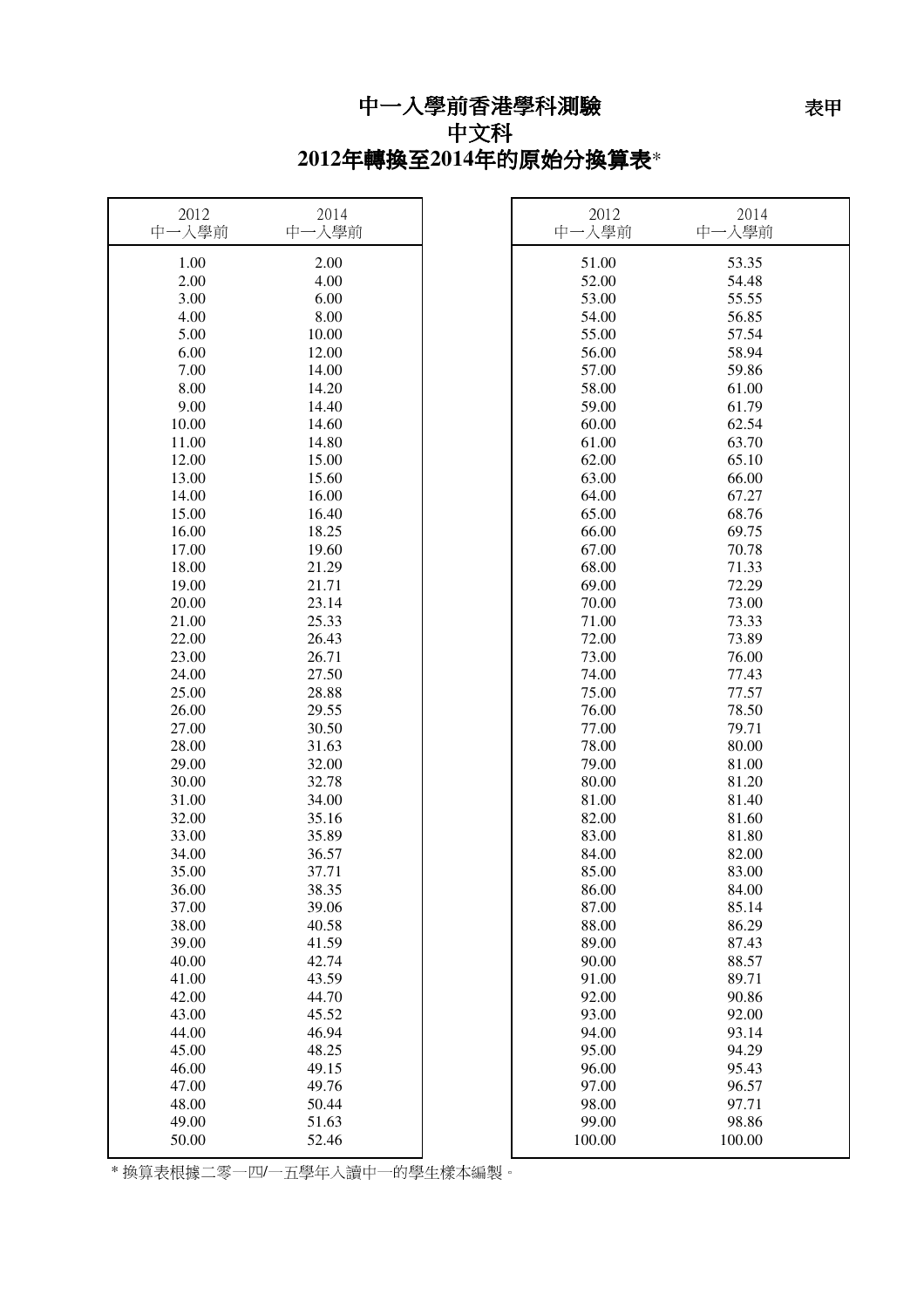# 中一入學前香港學科測驗

表甲

## 中文科

## 2012年轉換至2014年的原始分換算表*

| 2012 中一入學前 | 2014 中一入學前 |
|---|---|
| 1.00 | 2.00 |
| 2.00 | 4.00 |
| 3.00 | 6.00 |
| 4.00 | 8.00 |
| 5.00 | 10.00 |
| 6.00 | 12.00 |
| 7.00 | 14.00 |
| 8.00 | 14.20 |
| 9.00 | 14.40 |
| 10.00 | 14.60 |
| 11.00 | 14.80 |
| 12.00 | 15.00 |
| 13.00 | 15.60 |
| 14.00 | 16.00 |
| 15.00 | 16.40 |
| 16.00 | 18.25 |
| 17.00 | 19.60 |
| 18.00 | 21.29 |
| 19.00 | 21.71 |
| 20.00 | 23.14 |
| 21.00 | 25.33 |
| 22.00 | 26.43 |
| 23.00 | 26.71 |
| 24.00 | 27.50 |
| 25.00 | 28.88 |
| 26.00 | 29.55 |
| 27.00 | 30.50 |
| 28.00 | 31.63 |
| 29.00 | 32.00 |
| 30.00 | 32.78 |
| 31.00 | 34.00 |
| 32.00 | 35.16 |
| 33.00 | 35.89 |
| 34.00 | 36.57 |
| 35.00 | 37.71 |
| 36.00 | 38.35 |
| 37.00 | 39.06 |
| 38.00 | 40.58 |
| 39.00 | 41.59 |
| 40.00 | 42.74 |
| 41.00 | 43.59 |
| 42.00 | 44.70 |
| 43.00 | 45.52 |
| 44.00 | 46.94 |
| 45.00 | 48.25 |
| 46.00 | 49.15 |
| 47.00 | 49.76 |
| 48.00 | 50.44 |
| 49.00 | 51.63 |
| 50.00 | 52.46 |
| 51.00 | 53.35 |
| 52.00 | 54.48 |
| 53.00 | 55.55 |
| 54.00 | 56.85 |
| 55.00 | 57.54 |
| 56.00 | 58.94 |
| 57.00 | 59.86 |
| 58.00 | 61.00 |
| 59.00 | 61.79 |
| 60.00 | 62.54 |
| 61.00 | 63.70 |
| 62.00 | 65.10 |
| 63.00 | 66.00 |
| 64.00 | 67.27 |
| 65.00 | 68.76 |
| 66.00 | 69.75 |
| 67.00 | 70.78 |
| 68.00 | 71.33 |
| 69.00 | 72.29 |
| 70.00 | 73.00 |
| 71.00 | 73.33 |
| 72.00 | 73.89 |
| 73.00 | 76.00 |
| 74.00 | 77.43 |
| 75.00 | 77.57 |
| 76.00 | 78.50 |
| 77.00 | 79.71 |
| 78.00 | 80.00 |
| 79.00 | 81.00 |
| 80.00 | 81.20 |
| 81.00 | 81.40 |
| 82.00 | 81.60 |
| 83.00 | 81.80 |
| 84.00 | 82.00 |
| 85.00 | 83.00 |
| 86.00 | 84.00 |
| 87.00 | 85.14 |
| 88.00 | 86.29 |
| 89.00 | 87.43 |
| 90.00 | 88.57 |
| 91.00 | 89.71 |
| 92.00 | 90.86 |
| 93.00 | 92.00 |
| 94.00 | 93.14 |
| 95.00 | 94.29 |
| 96.00 | 95.43 |
| 97.00 | 96.57 |
| 98.00 | 97.71 |
| 99.00 | 98.86 |
| 100.00 | 100.00 |

* 換算表根據二零一四/一五學年入讀中一的學生樣本編製。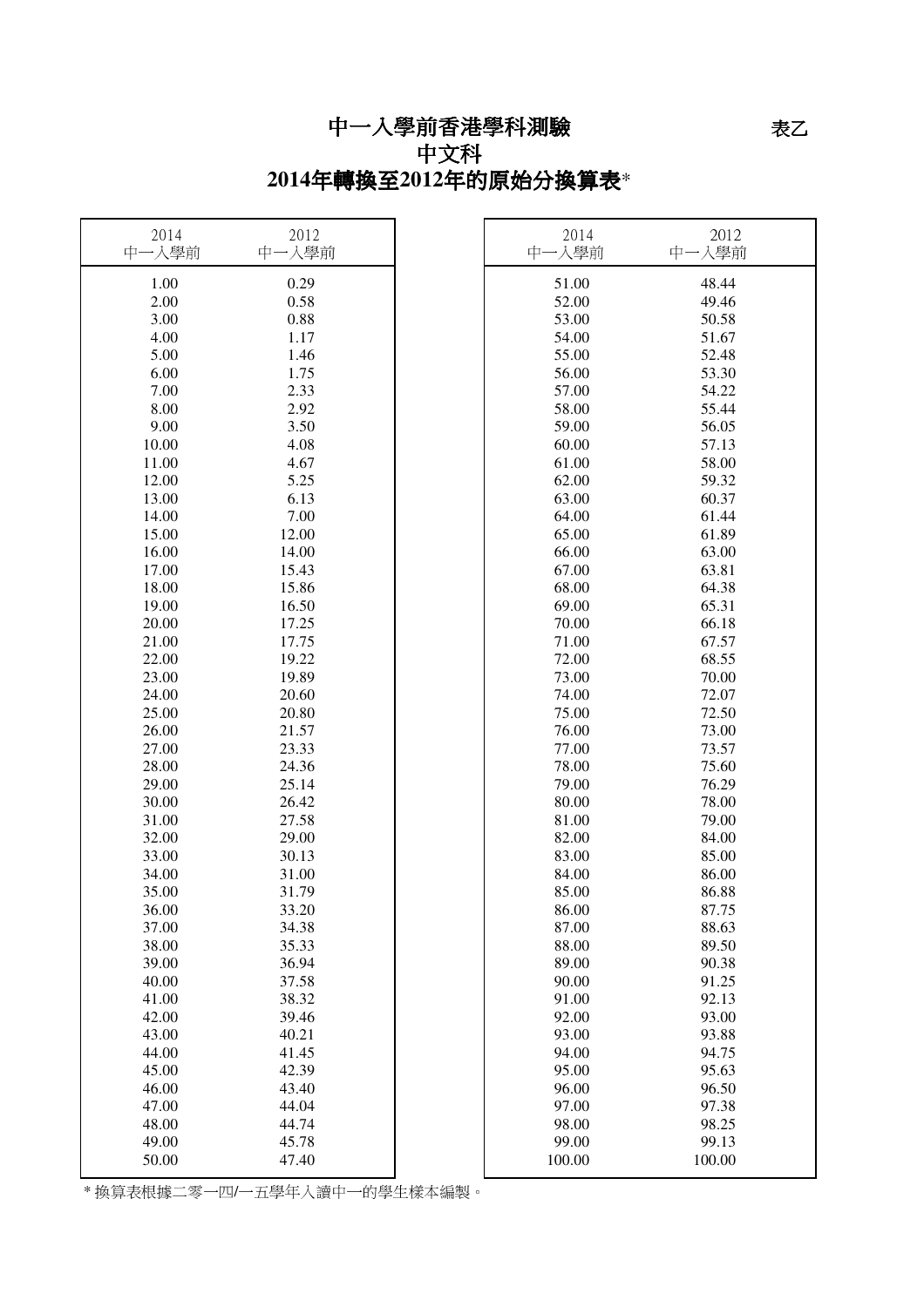# 中一入學前香港學科測驗

表乙

## 中文科

## 2014年轉換至2012年的原始分換算表*

| 2014 中一入學前 | 2012 中一入學前 | 2014 中一入學前 | 2012 中一入學前 |
|---|---|---|---|
| 1.00 | 0.29 | 51.00 | 48.44 |
| 2.00 | 0.58 | 52.00 | 49.46 |
| 3.00 | 0.88 | 53.00 | 50.58 |
| 4.00 | 1.17 | 54.00 | 51.67 |
| 5.00 | 1.46 | 55.00 | 52.48 |
| 6.00 | 1.75 | 56.00 | 53.30 |
| 7.00 | 2.33 | 57.00 | 54.22 |
| 8.00 | 2.92 | 58.00 | 55.44 |
| 9.00 | 3.50 | 59.00 | 56.05 |
| 10.00 | 4.08 | 60.00 | 57.13 |
| 11.00 | 4.67 | 61.00 | 58.00 |
| 12.00 | 5.25 | 62.00 | 59.32 |
| 13.00 | 6.13 | 63.00 | 60.37 |
| 14.00 | 7.00 | 64.00 | 61.44 |
| 15.00 | 12.00 | 65.00 | 61.89 |
| 16.00 | 14.00 | 66.00 | 63.00 |
| 17.00 | 15.43 | 67.00 | 63.81 |
| 18.00 | 15.86 | 68.00 | 64.38 |
| 19.00 | 16.50 | 69.00 | 65.31 |
| 20.00 | 17.25 | 70.00 | 66.18 |
| 21.00 | 17.75 | 71.00 | 67.57 |
| 22.00 | 19.22 | 72.00 | 68.55 |
| 23.00 | 19.89 | 73.00 | 70.00 |
| 24.00 | 20.60 | 74.00 | 72.07 |
| 25.00 | 20.80 | 75.00 | 72.50 |
| 26.00 | 21.57 | 76.00 | 73.00 |
| 27.00 | 23.33 | 77.00 | 73.57 |
| 28.00 | 24.36 | 78.00 | 75.60 |
| 29.00 | 25.14 | 79.00 | 76.29 |
| 30.00 | 26.42 | 80.00 | 78.00 |
| 31.00 | 27.58 | 81.00 | 79.00 |
| 32.00 | 29.00 | 82.00 | 84.00 |
| 33.00 | 30.13 | 83.00 | 85.00 |
| 34.00 | 31.00 | 84.00 | 86.00 |
| 35.00 | 31.79 | 85.00 | 86.88 |
| 36.00 | 33.20 | 86.00 | 87.75 |
| 37.00 | 34.38 | 87.00 | 88.63 |
| 38.00 | 35.33 | 88.00 | 89.50 |
| 39.00 | 36.94 | 89.00 | 90.38 |
| 40.00 | 37.58 | 90.00 | 91.25 |
| 41.00 | 38.32 | 91.00 | 92.13 |
| 42.00 | 39.46 | 92.00 | 93.00 |
| 43.00 | 40.21 | 93.00 | 93.88 |
| 44.00 | 41.45 | 94.00 | 94.75 |
| 45.00 | 42.39 | 95.00 | 95.63 |
| 46.00 | 43.40 | 96.00 | 96.50 |
| 47.00 | 44.04 | 97.00 | 97.38 |
| 48.00 | 44.74 | 98.00 | 98.25 |
| 49.00 | 45.78 | 99.00 | 99.13 |
| 50.00 | 47.40 | 100.00 | 100.00 |

* 換算表根據二零一四/一五學年入讀中一的學生樣本編製。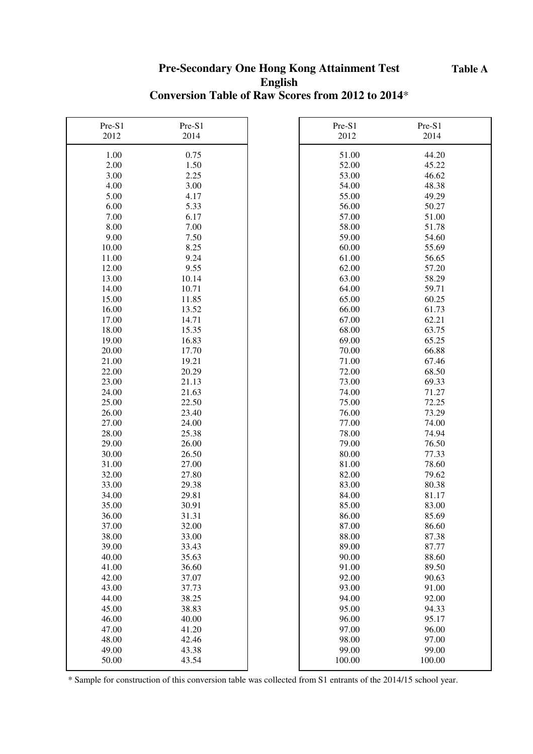**Table A**

# Pre-Secondary One Hong Kong Attainment Test
## English
## Conversion Table of Raw Scores from 2012 to 2014*

| Pre-S1 2012 | Pre-S1 2014 |
|---|---|
| 1.00 | 0.75 |
| 2.00 | 1.50 |
| 3.00 | 2.25 |
| 4.00 | 3.00 |
| 5.00 | 4.17 |
| 6.00 | 5.33 |
| 7.00 | 6.17 |
| 8.00 | 7.00 |
| 9.00 | 7.50 |
| 10.00 | 8.25 |
| 11.00 | 9.24 |
| 12.00 | 9.55 |
| 13.00 | 10.14 |
| 14.00 | 10.71 |
| 15.00 | 11.85 |
| 16.00 | 13.52 |
| 17.00 | 14.71 |
| 18.00 | 15.35 |
| 19.00 | 16.83 |
| 20.00 | 17.70 |
| 21.00 | 19.21 |
| 22.00 | 20.29 |
| 23.00 | 21.13 |
| 24.00 | 21.63 |
| 25.00 | 22.50 |
| 26.00 | 23.40 |
| 27.00 | 24.00 |
| 28.00 | 25.38 |
| 29.00 | 26.00 |
| 30.00 | 26.50 |
| 31.00 | 27.00 |
| 32.00 | 27.80 |
| 33.00 | 29.38 |
| 34.00 | 29.81 |
| 35.00 | 30.91 |
| 36.00 | 31.31 |
| 37.00 | 32.00 |
| 38.00 | 33.00 |
| 39.00 | 33.43 |
| 40.00 | 35.63 |
| 41.00 | 36.60 |
| 42.00 | 37.07 |
| 43.00 | 37.73 |
| 44.00 | 38.25 |
| 45.00 | 38.83 |
| 46.00 | 40.00 |
| 47.00 | 41.20 |
| 48.00 | 42.46 |
| 49.00 | 43.38 |
| 50.00 | 43.54 |
| 51.00 | 44.20 |
| 52.00 | 45.22 |
| 53.00 | 46.62 |
| 54.00 | 48.38 |
| 55.00 | 49.29 |
| 56.00 | 50.27 |
| 57.00 | 51.00 |
| 58.00 | 51.78 |
| 59.00 | 54.60 |
| 60.00 | 55.69 |
| 61.00 | 56.65 |
| 62.00 | 57.20 |
| 63.00 | 58.29 |
| 64.00 | 59.71 |
| 65.00 | 60.25 |
| 66.00 | 61.73 |
| 67.00 | 62.21 |
| 68.00 | 63.75 |
| 69.00 | 65.25 |
| 70.00 | 66.88 |
| 71.00 | 67.46 |
| 72.00 | 68.50 |
| 73.00 | 69.33 |
| 74.00 | 71.27 |
| 75.00 | 72.25 |
| 76.00 | 73.29 |
| 77.00 | 74.00 |
| 78.00 | 74.94 |
| 79.00 | 76.50 |
| 80.00 | 77.33 |
| 81.00 | 78.60 |
| 82.00 | 79.62 |
| 83.00 | 80.38 |
| 84.00 | 81.17 |
| 85.00 | 83.00 |
| 86.00 | 85.69 |
| 87.00 | 86.60 |
| 88.00 | 87.38 |
| 89.00 | 87.77 |
| 90.00 | 88.60 |
| 91.00 | 89.50 |
| 92.00 | 90.63 |
| 93.00 | 91.00 |
| 94.00 | 92.00 |
| 95.00 | 94.33 |
| 96.00 | 95.17 |
| 97.00 | 96.00 |
| 98.00 | 97.00 |
| 99.00 | 99.00 |
| 100.00 | 100.00 |

* Sample for construction of this conversion table was collected from S1 entrants of the 2014/15 school year.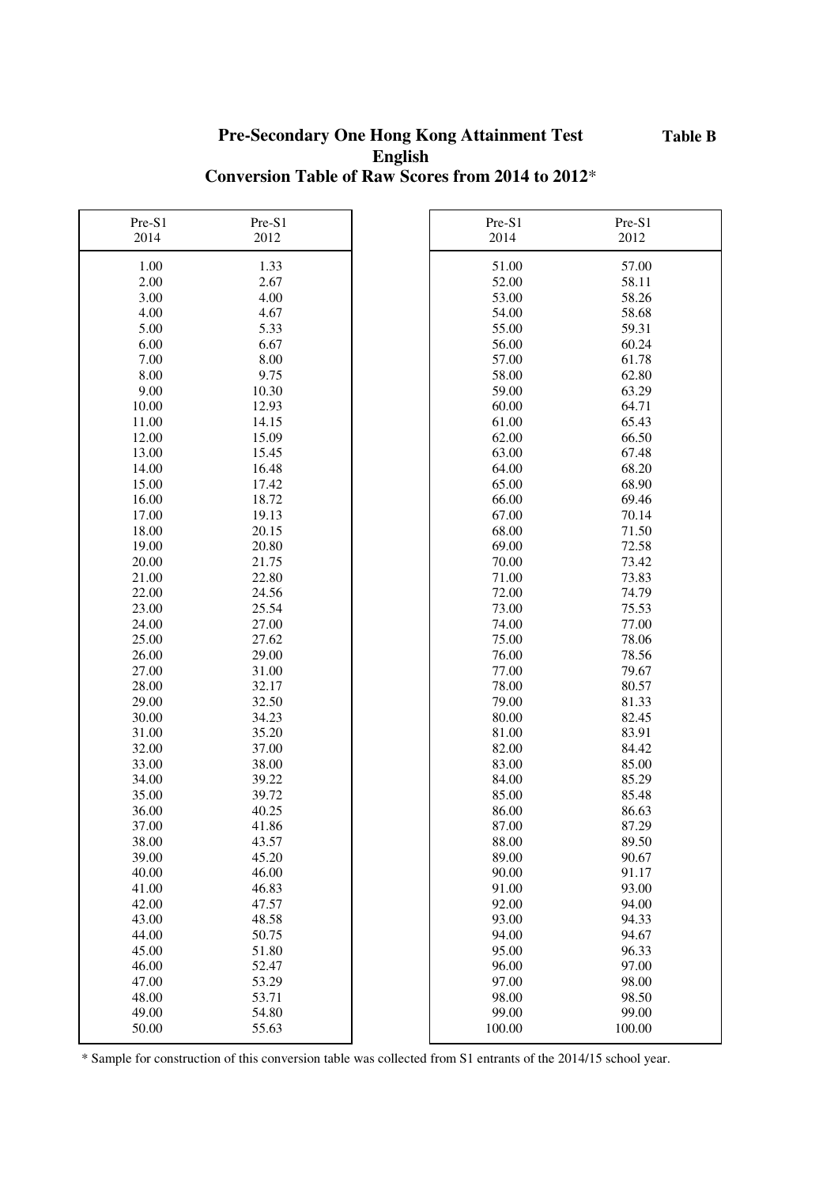**Table B**

# Pre-Secondary One Hong Kong Attainment Test
## English
## Conversion Table of Raw Scores from 2014 to 2012*

| Pre-S1 2014 | Pre-S1 2012 |
|---|---|
| 1.00 | 1.33 |
| 2.00 | 2.67 |
| 3.00 | 4.00 |
| 4.00 | 4.67 |
| 5.00 | 5.33 |
| 6.00 | 6.67 |
| 7.00 | 8.00 |
| 8.00 | 9.75 |
| 9.00 | 10.30 |
| 10.00 | 12.93 |
| 11.00 | 14.15 |
| 12.00 | 15.09 |
| 13.00 | 15.45 |
| 14.00 | 16.48 |
| 15.00 | 17.42 |
| 16.00 | 18.72 |
| 17.00 | 19.13 |
| 18.00 | 20.15 |
| 19.00 | 20.80 |
| 20.00 | 21.75 |
| 21.00 | 22.80 |
| 22.00 | 24.56 |
| 23.00 | 25.54 |
| 24.00 | 27.00 |
| 25.00 | 27.62 |
| 26.00 | 29.00 |
| 27.00 | 31.00 |
| 28.00 | 32.17 |
| 29.00 | 32.50 |
| 30.00 | 34.23 |
| 31.00 | 35.20 |
| 32.00 | 37.00 |
| 33.00 | 38.00 |
| 34.00 | 39.22 |
| 35.00 | 39.72 |
| 36.00 | 40.25 |
| 37.00 | 41.86 |
| 38.00 | 43.57 |
| 39.00 | 45.20 |
| 40.00 | 46.00 |
| 41.00 | 46.83 |
| 42.00 | 47.57 |
| 43.00 | 48.58 |
| 44.00 | 50.75 |
| 45.00 | 51.80 |
| 46.00 | 52.47 |
| 47.00 | 53.29 |
| 48.00 | 53.71 |
| 49.00 | 54.80 |
| 50.00 | 55.63 |
| 51.00 | 57.00 |
| 52.00 | 58.11 |
| 53.00 | 58.26 |
| 54.00 | 58.68 |
| 55.00 | 59.31 |
| 56.00 | 60.24 |
| 57.00 | 61.78 |
| 58.00 | 62.80 |
| 59.00 | 63.29 |
| 60.00 | 64.71 |
| 61.00 | 65.43 |
| 62.00 | 66.50 |
| 63.00 | 67.48 |
| 64.00 | 68.20 |
| 65.00 | 68.90 |
| 66.00 | 69.46 |
| 67.00 | 70.14 |
| 68.00 | 71.50 |
| 69.00 | 72.58 |
| 70.00 | 73.42 |
| 71.00 | 73.83 |
| 72.00 | 74.79 |
| 73.00 | 75.53 |
| 74.00 | 77.00 |
| 75.00 | 78.06 |
| 76.00 | 78.56 |
| 77.00 | 79.67 |
| 78.00 | 80.57 |
| 79.00 | 81.33 |
| 80.00 | 82.45 |
| 81.00 | 83.91 |
| 82.00 | 84.42 |
| 83.00 | 85.00 |
| 84.00 | 85.29 |
| 85.00 | 85.48 |
| 86.00 | 86.63 |
| 87.00 | 87.29 |
| 88.00 | 89.50 |
| 89.00 | 90.67 |
| 90.00 | 91.17 |
| 91.00 | 93.00 |
| 92.00 | 94.00 |
| 93.00 | 94.33 |
| 94.00 | 94.67 |
| 95.00 | 96.33 |
| 96.00 | 97.00 |
| 97.00 | 98.00 |
| 98.00 | 98.50 |
| 99.00 | 99.00 |
| 100.00 | 100.00 |

* Sample for construction of this conversion table was collected from S1 entrants of the 2014/15 school year.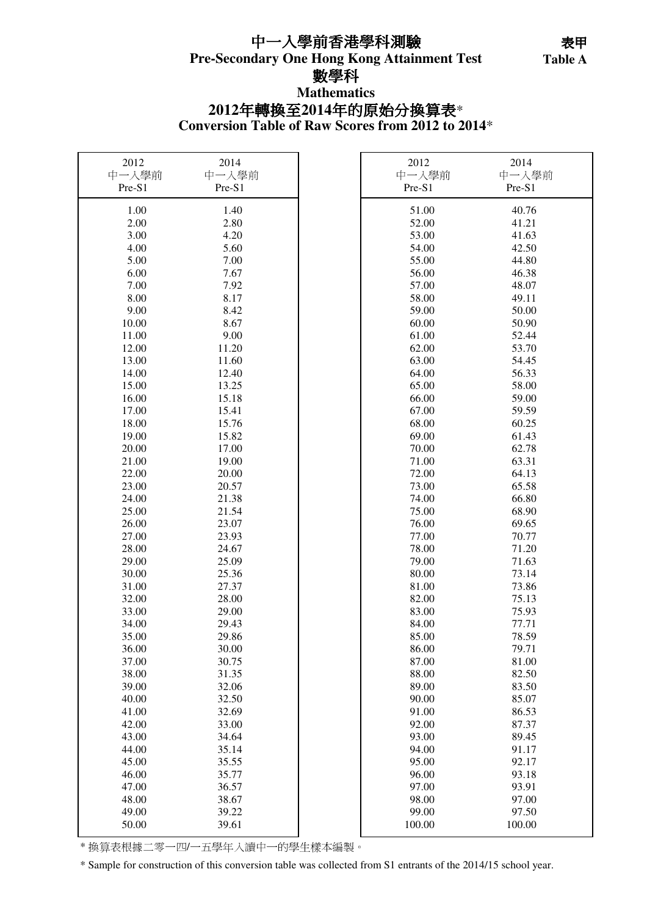# 中一入學前香港學科測驗

**表甲**
**Table A**

## Pre-Secondary One Hong Kong Attainment Test

## 數學科

## Mathematics

## 2012年轉換至2014年的原始分換算表*

## Conversion Table of Raw Scores from 2012 to 2014*

| 2012 中一入學前 Pre-S1 | 2014 中一入學前 Pre-S1 |
|---|---|
| 1.00 | 1.40 |
| 2.00 | 2.80 |
| 3.00 | 4.20 |
| 4.00 | 5.60 |
| 5.00 | 7.00 |
| 6.00 | 7.67 |
| 7.00 | 7.92 |
| 8.00 | 8.17 |
| 9.00 | 8.42 |
| 10.00 | 8.67 |
| 11.00 | 9.00 |
| 12.00 | 11.20 |
| 13.00 | 11.60 |
| 14.00 | 12.40 |
| 15.00 | 13.25 |
| 16.00 | 15.18 |
| 17.00 | 15.41 |
| 18.00 | 15.76 |
| 19.00 | 15.82 |
| 20.00 | 17.00 |
| 21.00 | 19.00 |
| 22.00 | 20.00 |
| 23.00 | 20.57 |
| 24.00 | 21.38 |
| 25.00 | 21.54 |
| 26.00 | 23.07 |
| 27.00 | 23.93 |
| 28.00 | 24.67 |
| 29.00 | 25.09 |
| 30.00 | 25.36 |
| 31.00 | 27.37 |
| 32.00 | 28.00 |
| 33.00 | 29.00 |
| 34.00 | 29.43 |
| 35.00 | 29.86 |
| 36.00 | 30.00 |
| 37.00 | 30.75 |
| 38.00 | 31.35 |
| 39.00 | 32.06 |
| 40.00 | 32.50 |
| 41.00 | 32.69 |
| 42.00 | 33.00 |
| 43.00 | 34.64 |
| 44.00 | 35.14 |
| 45.00 | 35.55 |
| 46.00 | 35.77 |
| 47.00 | 36.57 |
| 48.00 | 38.67 |
| 49.00 | 39.22 |
| 50.00 | 39.61 |
| 51.00 | 40.76 |
| 52.00 | 41.21 |
| 53.00 | 41.63 |
| 54.00 | 42.50 |
| 55.00 | 44.80 |
| 56.00 | 46.38 |
| 57.00 | 48.07 |
| 58.00 | 49.11 |
| 59.00 | 50.00 |
| 60.00 | 50.90 |
| 61.00 | 52.44 |
| 62.00 | 53.70 |
| 63.00 | 54.45 |
| 64.00 | 56.33 |
| 65.00 | 58.00 |
| 66.00 | 59.00 |
| 67.00 | 59.59 |
| 68.00 | 60.25 |
| 69.00 | 61.43 |
| 70.00 | 62.78 |
| 71.00 | 63.31 |
| 72.00 | 64.13 |
| 73.00 | 65.58 |
| 74.00 | 66.80 |
| 75.00 | 68.90 |
| 76.00 | 69.65 |
| 77.00 | 70.77 |
| 78.00 | 71.20 |
| 79.00 | 71.63 |
| 80.00 | 73.14 |
| 81.00 | 73.86 |
| 82.00 | 75.13 |
| 83.00 | 75.93 |
| 84.00 | 77.71 |
| 85.00 | 78.59 |
| 86.00 | 79.71 |
| 87.00 | 81.00 |
| 88.00 | 82.50 |
| 89.00 | 83.50 |
| 90.00 | 85.07 |
| 91.00 | 86.53 |
| 92.00 | 87.37 |
| 93.00 | 89.45 |
| 94.00 | 91.17 |
| 95.00 | 92.17 |
| 96.00 | 93.18 |
| 97.00 | 93.91 |
| 98.00 | 97.00 |
| 99.00 | 97.50 |
| 100.00 | 100.00 |

* 換算表根據二零一四/一五學年入讀中一的學生樣本編製。

* Sample for construction of this conversion table was collected from S1 entrants of the 2014/15 school year.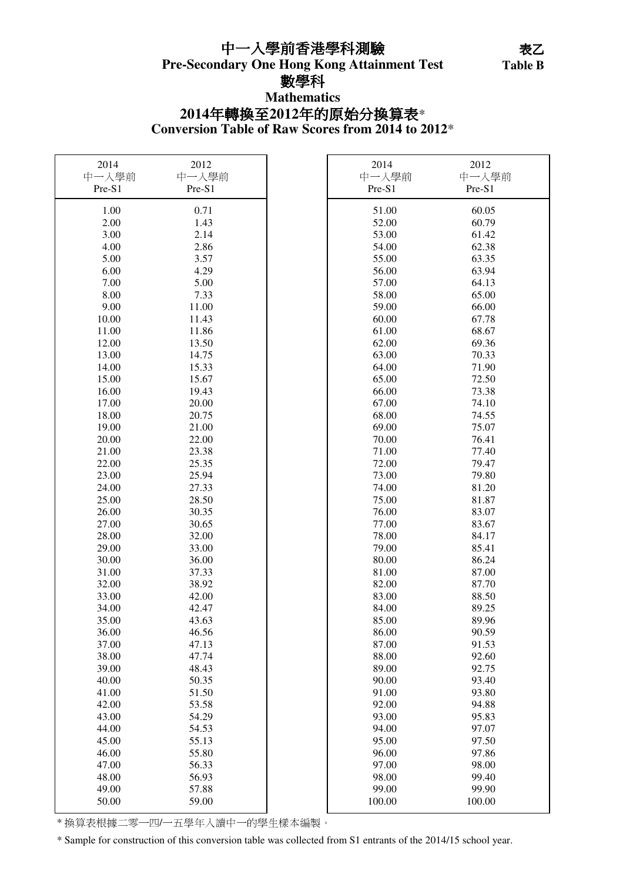# 中一入學前香港學科測驗
## Pre-Secondary One Hong Kong Attainment Test

表乙
**Table B**

## 數學科
## Mathematics

### 2014年轉換至2012年的原始分換算表*
### Conversion Table of Raw Scores from 2014 to 2012*

| 2014 中一入學前 Pre-S1 | 2012 中一入學前 Pre-S1 | 2014 中一入學前 Pre-S1 | 2012 中一入學前 Pre-S1 |
|---|---|---|---|
| 1.00 | 0.71 | 51.00 | 60.05 |
| 2.00 | 1.43 | 52.00 | 60.79 |
| 3.00 | 2.14 | 53.00 | 61.42 |
| 4.00 | 2.86 | 54.00 | 62.38 |
| 5.00 | 3.57 | 55.00 | 63.35 |
| 6.00 | 4.29 | 56.00 | 63.94 |
| 7.00 | 5.00 | 57.00 | 64.13 |
| 8.00 | 7.33 | 58.00 | 65.00 |
| 9.00 | 11.00 | 59.00 | 66.00 |
| 10.00 | 11.43 | 60.00 | 67.78 |
| 11.00 | 11.86 | 61.00 | 68.67 |
| 12.00 | 13.50 | 62.00 | 69.36 |
| 13.00 | 14.75 | 63.00 | 70.33 |
| 14.00 | 15.33 | 64.00 | 71.90 |
| 15.00 | 15.67 | 65.00 | 72.50 |
| 16.00 | 19.43 | 66.00 | 73.38 |
| 17.00 | 20.00 | 67.00 | 74.10 |
| 18.00 | 20.75 | 68.00 | 74.55 |
| 19.00 | 21.00 | 69.00 | 75.07 |
| 20.00 | 22.00 | 70.00 | 76.41 |
| 21.00 | 23.38 | 71.00 | 77.40 |
| 22.00 | 25.35 | 72.00 | 79.47 |
| 23.00 | 25.94 | 73.00 | 79.80 |
| 24.00 | 27.33 | 74.00 | 81.20 |
| 25.00 | 28.50 | 75.00 | 81.87 |
| 26.00 | 30.35 | 76.00 | 83.07 |
| 27.00 | 30.65 | 77.00 | 83.67 |
| 28.00 | 32.00 | 78.00 | 84.17 |
| 29.00 | 33.00 | 79.00 | 85.41 |
| 30.00 | 36.00 | 80.00 | 86.24 |
| 31.00 | 37.33 | 81.00 | 87.00 |
| 32.00 | 38.92 | 82.00 | 87.70 |
| 33.00 | 42.00 | 83.00 | 88.50 |
| 34.00 | 42.47 | 84.00 | 89.25 |
| 35.00 | 43.63 | 85.00 | 89.96 |
| 36.00 | 46.56 | 86.00 | 90.59 |
| 37.00 | 47.13 | 87.00 | 91.53 |
| 38.00 | 47.74 | 88.00 | 92.60 |
| 39.00 | 48.43 | 89.00 | 92.75 |
| 40.00 | 50.35 | 90.00 | 93.40 |
| 41.00 | 51.50 | 91.00 | 93.80 |
| 42.00 | 53.58 | 92.00 | 94.88 |
| 43.00 | 54.29 | 93.00 | 95.83 |
| 44.00 | 54.53 | 94.00 | 97.07 |
| 45.00 | 55.13 | 95.00 | 97.50 |
| 46.00 | 55.80 | 96.00 | 97.86 |
| 47.00 | 56.33 | 97.00 | 98.00 |
| 48.00 | 56.93 | 98.00 | 99.40 |
| 49.00 | 57.88 | 99.00 | 99.90 |
| 50.00 | 59.00 | 100.00 | 100.00 |

* 換算表根據二零一四/一五學年入讀中一的學生樣本編製。

* Sample for construction of this conversion table was collected from S1 entrants of the 2014/15 school year.